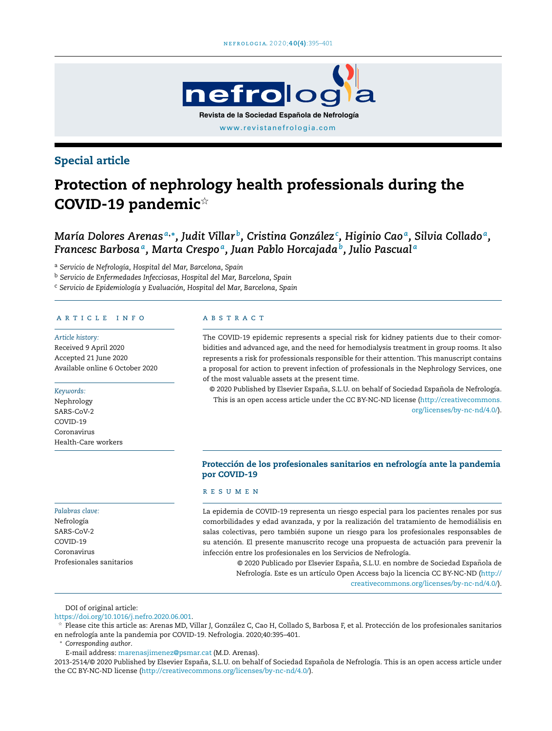## Special article

# Protection of nephrology health professionals during the COVID-19 pandemic☆

*María Dolores Arenas*[a,*], *Judit Villar*[b], *Cristina González*[c], *Higinio Cao*[a], *Silvia Collado*[a], *Francesc Barbosa*[a], *Marta Crespo*[a], *Juan Pablo Horcajada*[b], *Julio Pascual*[a]

[a] *Servicio de Nefrología, Hospital del Mar, Barcelona, Spain*

[b] *Servicio de Enfermedades Infecciosas, Hospital del Mar, Barcelona, Spain*

[c] *Servicio de Epidemiología y Evaluación, Hospital del Mar, Barcelona, Spain*

### ARTICLE INFO

*Article history:*
Received 9 April 2020
Accepted 21 June 2020
Available online 6 October 2020

*Keywords:*
Nephrology
SARS-CoV-2
COVID-19
Coronavirus
Health-Care workers

### ABSTRACT

The COVID-19 epidemic represents a special risk for kidney patients due to their comorbidities and advanced age, and the need for hemodialysis treatment in group rooms. It also represents a risk for professionals responsible for their attention. This manuscript contains a proposal for action to prevent infection of professionals in the Nephrology Services, one of the most valuable assets at the present time.

© 2020 Published by Elsevier España, S.L.U. on behalf of Sociedad Española de Nefrología. This is an open access article under the CC BY-NC-ND license (http://creativecommons.org/licenses/by-nc-nd/4.0/).

### Protección de los profesionales sanitarios en nefrología ante la pandemia por COVID-19

*Palabras clave:*
Nefrología
SARS-CoV-2
COVID-19
Coronavirus
Profesionales sanitarios

### RESUMEN

La epidemia de COVID-19 representa un riesgo especial para los pacientes renales por sus comorbilidades y edad avanzada, y por la realización del tratamiento de hemodiálisis en salas colectivas, pero también supone un riesgo para los profesionales responsables de su atención. El presente manuscrito recoge una propuesta de actuación para prevenir la infección entre los profesionales en los Servicios de Nefrología.

© 2020 Publicado por Elsevier España, S.L.U. en nombre de Sociedad Española de Nefrología. Este es un artículo Open Access bajo la licencia CC BY-NC-ND (http://creativecommons.org/licenses/by-nc-nd/4.0/).

---

DOI of original article:
https://doi.org/10.1016/j.nefro.2020.06.001.

☆ Please cite this article as: Arenas MD, Villar J, González C, Cao H, Collado S, Barbosa F, et al. Protección de los profesionales sanitarios en nefrología ante la pandemia por COVID-19. Nefrologia. 2020;40:395–401.

* *Corresponding author*.
E-mail address: marenasjimenez@psmar.cat (M.D. Arenas).

2013-2514/© 2020 Published by Elsevier España, S.L.U. on behalf of Sociedad Española de Nefrología. This is an open access article under the CC BY-NC-ND license (http://creativecommons.org/licenses/by-nc-nd/4.0/).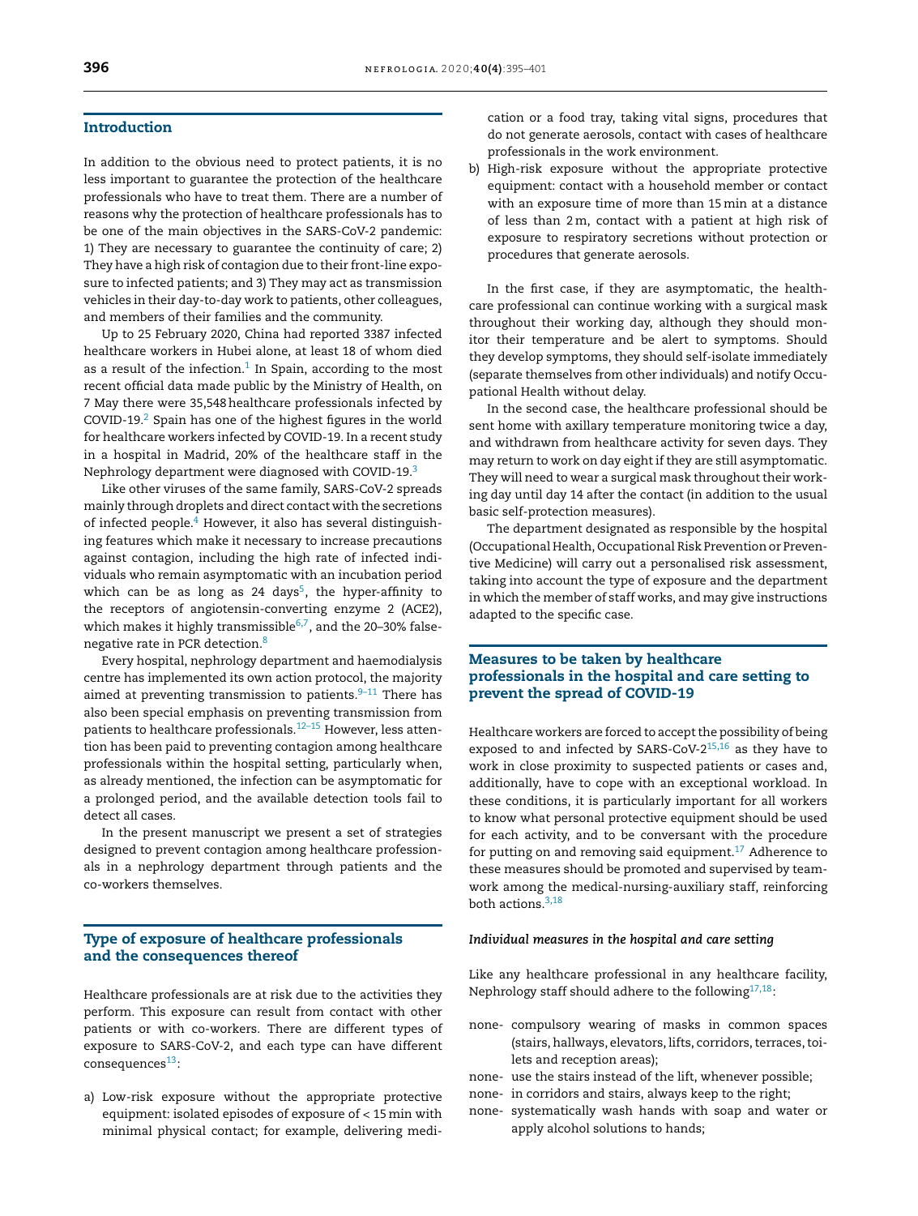## Introduction

In addition to the obvious need to protect patients, it is no less important to guarantee the protection of the healthcare professionals who have to treat them. There are a number of reasons why the protection of healthcare professionals has to be one of the main objectives in the SARS-CoV-2 pandemic: 1) They are necessary to guarantee the continuity of care; 2) They have a high risk of contagion due to their front-line exposure to infected patients; and 3) They may act as transmission vehicles in their day-to-day work to patients, other colleagues, and members of their families and the community.

Up to 25 February 2020, China had reported 3387 infected healthcare workers in Hubei alone, at least 18 of whom died as a result of the infection.[1] In Spain, according to the most recent official data made public by the Ministry of Health, on 7 May there were 35,548 healthcare professionals infected by COVID-19.[2] Spain has one of the highest figures in the world for healthcare workers infected by COVID-19. In a recent study in a hospital in Madrid, 20% of the healthcare staff in the Nephrology department were diagnosed with COVID-19.[3]

Like other viruses of the same family, SARS-CoV-2 spreads mainly through droplets and direct contact with the secretions of infected people.[4] However, it also has several distinguishing features which make it necessary to increase precautions against contagion, including the high rate of infected individuals who remain asymptomatic with an incubation period which can be as long as 24 days[5], the hyper-affinity to the receptors of angiotensin-converting enzyme 2 (ACE2), which makes it highly transmissible[6,7], and the 20–30% false-negative rate in PCR detection.[8]

Every hospital, nephrology department and haemodialysis centre has implemented its own action protocol, the majority aimed at preventing transmission to patients.[9–11] There has also been special emphasis on preventing transmission from patients to healthcare professionals.[12–15] However, less attention has been paid to preventing contagion among healthcare professionals within the hospital setting, particularly when, as already mentioned, the infection can be asymptomatic for a prolonged period, and the available detection tools fail to detect all cases.

In the present manuscript we present a set of strategies designed to prevent contagion among healthcare professionals in a nephrology department through patients and the co-workers themselves.

## Type of exposure of healthcare professionals and the consequences thereof

Healthcare professionals are at risk due to the activities they perform. This exposure can result from contact with other patients or with co-workers. There are different types of exposure to SARS-CoV-2, and each type can have different consequences[13]:

a) Low-risk exposure without the appropriate protective equipment: isolated episodes of exposure of < 15 min with minimal physical contact; for example, delivering medication or a food tray, taking vital signs, procedures that do not generate aerosols, contact with cases of healthcare professionals in the work environment.
b) High-risk exposure without the appropriate protective equipment: contact with a household member or contact with an exposure time of more than 15 min at a distance of less than 2 m, contact with a patient at high risk of exposure to respiratory secretions without protection or procedures that generate aerosols.

In the first case, if they are asymptomatic, the healthcare professional can continue working with a surgical mask throughout their working day, although they should monitor their temperature and be alert to symptoms. Should they develop symptoms, they should self-isolate immediately (separate themselves from other individuals) and notify Occupational Health without delay.

In the second case, the healthcare professional should be sent home with axillary temperature monitoring twice a day, and withdrawn from healthcare activity for seven days. They may return to work on day eight if they are still asymptomatic. They will need to wear a surgical mask throughout their working day until day 14 after the contact (in addition to the usual basic self-protection measures).

The department designated as responsible by the hospital (Occupational Health, Occupational Risk Prevention or Preventive Medicine) will carry out a personalised risk assessment, taking into account the type of exposure and the department in which the member of staff works, and may give instructions adapted to the specific case.

## Measures to be taken by healthcare professionals in the hospital and care setting to prevent the spread of COVID-19

Healthcare workers are forced to accept the possibility of being exposed to and infected by SARS-CoV-2[15,16] as they have to work in close proximity to suspected patients or cases and, additionally, have to cope with an exceptional workload. In these conditions, it is particularly important for all workers to know what personal protective equipment should be used for each activity, and to be conversant with the procedure for putting on and removing said equipment.[17] Adherence to these measures should be promoted and supervised by teamwork among the medical-nursing-auxiliary staff, reinforcing both actions.[3,18]

### *Individual measures in the hospital and care setting*

Like any healthcare professional in any healthcare facility, Nephrology staff should adhere to the following[17,18]:

none- compulsory wearing of masks in common spaces (stairs, hallways, elevators, lifts, corridors, terraces, toilets and reception areas);
none- use the stairs instead of the lift, whenever possible;
none- in corridors and stairs, always keep to the right;
none- systematically wash hands with soap and water or apply alcohol solutions to hands;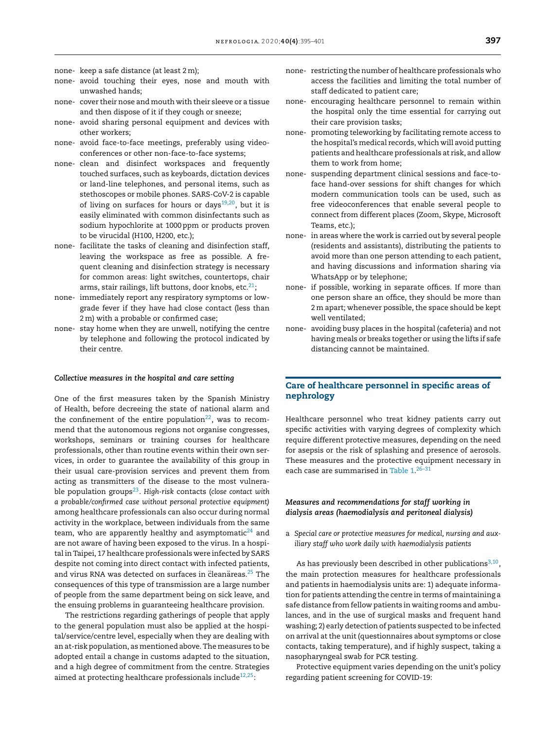- keep a safe distance (at least 2 m);
- avoid touching their eyes, nose and mouth with unwashed hands;
- cover their nose and mouth with their sleeve or a tissue and then dispose of it if they cough or sneeze;
- avoid sharing personal equipment and devices with other workers;
- avoid face-to-face meetings, preferably using videoconferences or other non-face-to-face systems;
- clean and disinfect workspaces and frequently touched surfaces, such as keyboards, dictation devices or land-line telephones, and personal items, such as stethoscopes or mobile phones. SARS-CoV-2 is capable of living on surfaces for hours or days[19,20], but it is easily eliminated with common disinfectants such as sodium hypochlorite at 1000 ppm or products proven to be virucidal (H100, H200, etc.);
- facilitate the tasks of cleaning and disinfection staff, leaving the workspace as free as possible. A frequent cleaning and disinfection strategy is necessary for common areas: light switches, countertops, chair arms, stair railings, lift buttons, door knobs, etc.[21];
- immediately report any respiratory symptoms or low-grade fever if they have had close contact (less than 2 m) with a probable or confirmed case;
- stay home when they are unwell, notifying the centre by telephone and following the protocol indicated by their centre.

### *Collective measures in the hospital and care setting*

One of the first measures taken by the Spanish Ministry of Health, before decreeing the state of national alarm and the confinement of the entire population[22], was to recommend that the autonomous regions not organise congresses, workshops, seminars or training courses for healthcare professionals, other than routine events within their own services, in order to guarantee the availability of this group in their usual care-provision services and prevent them from acting as transmitters of the disease to the most vulnerable population groups[23]. *High-risk* contacts (*close contact with a probable/confirmed case without personal protective equipment)* among healthcare professionals can also occur during normal activity in the workplace, between individuals from the same team, who are apparently healthy and asymptomatic[24] and are not aware of having been exposed to the virus. In a hospital in Taipei, 17 healthcare professionals were infected by SARS despite not coming into direct contact with infected patients, and virus RNA was detected on surfaces in čleanäreas.[25] The consequences of this type of transmission are a large number of people from the same department being on sick leave, and the ensuing problems in guaranteeing healthcare provision.

The restrictions regarding gatherings of people that apply to the general population must also be applied at the hospital/service/centre level, especially when they are dealing with an at-risk population, as mentioned above. The measures to be adopted entail a change in customs adapted to the situation, and a high degree of commitment from the centre. Strategies aimed at protecting healthcare professionals include[12,25]:

- restricting the number of healthcare professionals who access the facilities and limiting the total number of staff dedicated to patient care;
- encouraging healthcare personnel to remain within the hospital only the time essential for carrying out their care provision tasks;
- promoting teleworking by facilitating remote access to the hospital's medical records, which will avoid putting patients and healthcare professionals at risk, and allow them to work from home;
- suspending department clinical sessions and face-to-face hand-over sessions for shift changes for which modern communication tools can be used, such as free videoconferences that enable several people to connect from different places (Zoom, Skype, Microsoft Teams, etc.);
- in areas where the work is carried out by several people (residents and assistants), distributing the patients to avoid more than one person attending to each patient, and having discussions and information sharing via WhatsApp or by telephone;
- if possible, working in separate offices. If more than one person share an office, they should be more than 2 m apart; whenever possible, the space should be kept well ventilated;
- avoiding busy places in the hospital (cafeteria) and not having meals or breaks together or using the lifts if safe distancing cannot be maintained.

## Care of healthcare personnel in specific areas of nephrology

Healthcare personnel who treat kidney patients carry out specific activities with varying degrees of complexity which require different protective measures, depending on the need for asepsis or the risk of splashing and presence of aerosols. These measures and the protective equipment necessary in each case are summarised in Table 1.[26–31]

### *Measures and recommendations for staff working in dialysis areas (haemodialysis and peritoneal dialysis)*

a *Special care or protective measures for medical, nursing and auxiliary staff who work daily with haemodialysis patients*

As has previously been described in other publications[3,10], the main protection measures for healthcare professionals and patients in haemodialysis units are: 1) adequate information for patients attending the centre in terms of maintaining a safe distance from fellow patients in waiting rooms and ambulances, and in the use of surgical masks and frequent hand washing; 2) early detection of patients suspected to be infected on arrival at the unit (questionnaires about symptoms or close contacts, taking temperature), and if highly suspect, taking a nasopharyngeal swab for PCR testing.

Protective equipment varies depending on the unit's policy regarding patient screening for COVID-19: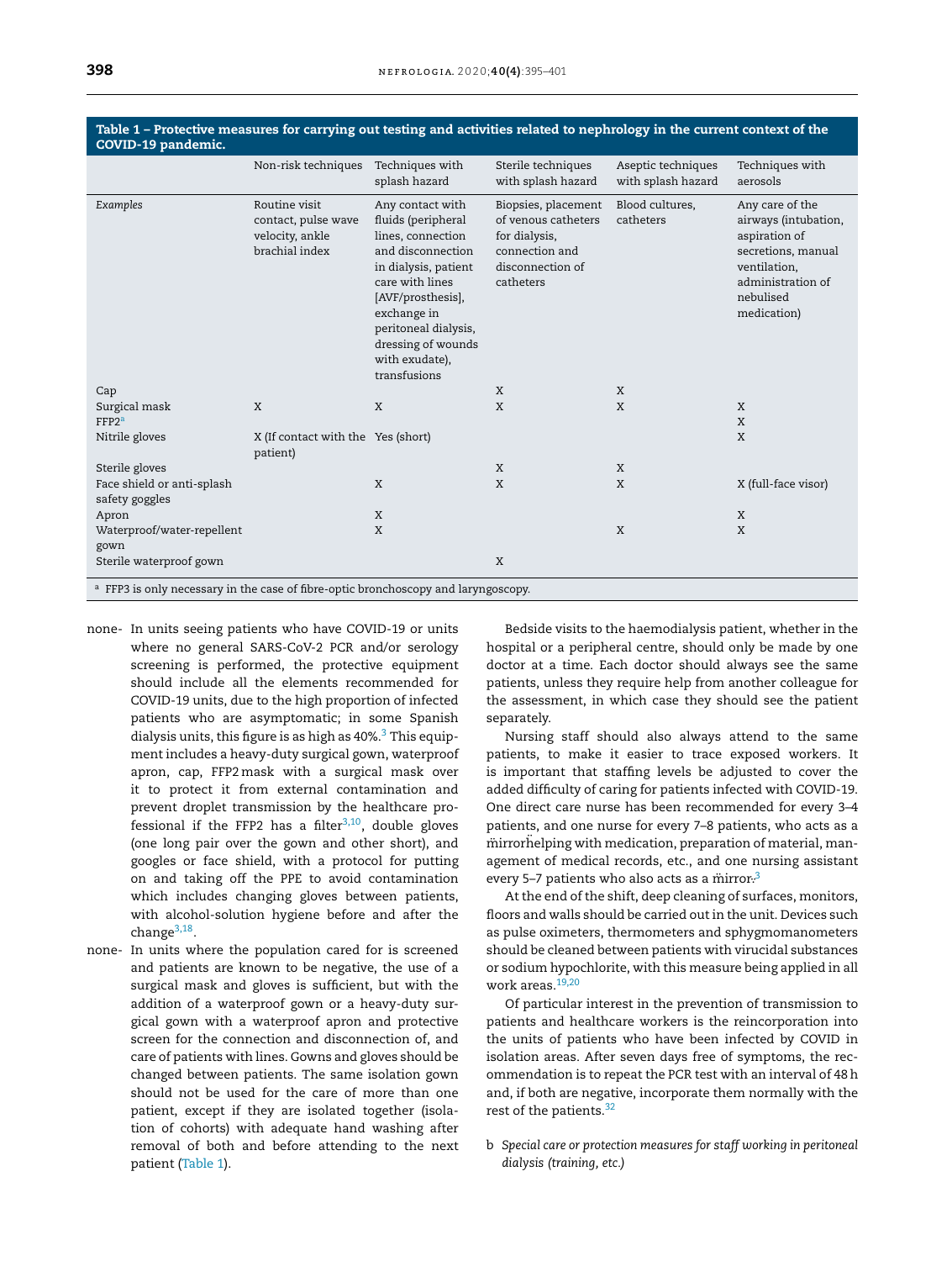**Table 1 – Protective measures for carrying out testing and activities related to nephrology in the current context of the COVID-19 pandemic.**

| | Non-risk techniques | Techniques with splash hazard | Sterile techniques with splash hazard | Aseptic techniques with splash hazard | Techniques with aerosols |
|---|---|---|---|---|---|
| *Examples* | Routine visit contact, pulse wave velocity, ankle brachial index | Any contact with fluids (peripheral lines, connection and disconnection in dialysis, patient care with lines [AVF/prosthesis], exchange in peritoneal dialysis, dressing of wounds with exudate), transfusions | Biopsies, placement of venous catheters for dialysis, connection and disconnection of catheters | Blood cultures, catheters | Any care of the airways (intubation, aspiration of secretions, manual ventilation, administration of nebulised medication) |
| Cap | | | X | X | |
| Surgical mask | X | X | X | X | X |
| FFP2[a] | | | | | X |
| Nitrile gloves | X (If contact with the patient) | Yes (short) | | | X |
| Sterile gloves | | | X | X | |
| Face shield or anti-splash safety goggles | | X | X | X | X (full-face visor) |
| Apron | | X | | | X |
| Waterproof/water-repellent gown | | X | | X | X |
| Sterile waterproof gown | | | X | | |

[a] FFP3 is only necessary in the case of fibre-optic bronchoscopy and laryngoscopy.

none- In units seeing patients who have COVID-19 or units where no general SARS-CoV-2 PCR and/or serology screening is performed, the protective equipment should include all the elements recommended for COVID-19 units, due to the high proportion of infected patients who are asymptomatic; in some Spanish dialysis units, this figure is as high as 40%.[3] This equipment includes a heavy-duty surgical gown, waterproof apron, cap, FFP2 mask with a surgical mask over it to protect it from external contamination and prevent droplet transmission by the healthcare professional if the FFP2 has a filter[3,10], double gloves (one long pair over the gown and other short), and googles or face shield, with a protocol for putting on and taking off the PPE to avoid contamination which includes changing gloves between patients, with alcohol-solution hygiene before and after the change[3,18].

none- In units where the population cared for is screened and patients are known to be negative, the use of a surgical mask and gloves is sufficient, but with the addition of a waterproof gown or a heavy-duty surgical gown with a waterproof apron and protective screen for the connection and disconnection of, and care of patients with lines. Gowns and gloves should be changed between patients. The same isolation gown should not be used for the care of more than one patient, except if they are isolated together (isolation of cohorts) with adequate hand washing after removal of both and before attending to the next patient (Table 1).

Bedside visits to the haemodialysis patient, whether in the hospital or a peripheral centre, should only be made by one doctor at a time. Each doctor should always see the same patients, unless they require help from another colleague for the assessment, in which case they should see the patient separately.

Nursing staff should also always attend to the same patients, to make it easier to trace exposed workers. It is important that staffing levels be adjusted to cover the added difficulty of caring for patients infected with COVID-19. One direct care nurse has been recommended for every 3–4 patients, and one nurse for every 7–8 patients, who acts as a "mirror" helping with medication, preparation of material, management of medical records, etc., and one nursing assistant every 5–7 patients who also acts as a "mirror".[3]

At the end of the shift, deep cleaning of surfaces, monitors, floors and walls should be carried out in the unit. Devices such as pulse oximeters, thermometers and sphygmomanometers should be cleaned between patients with virucidal substances or sodium hypochlorite, with this measure being applied in all work areas.[19,20]

Of particular interest in the prevention of transmission to patients and healthcare workers is the reincorporation into the units of patients who have been infected by COVID in isolation areas. After seven days free of symptoms, the recommendation is to repeat the PCR test with an interval of 48 h and, if both are negative, incorporate them normally with the rest of the patients.[32]

b *Special care or protection measures for staff working in peritoneal dialysis (training, etc.)*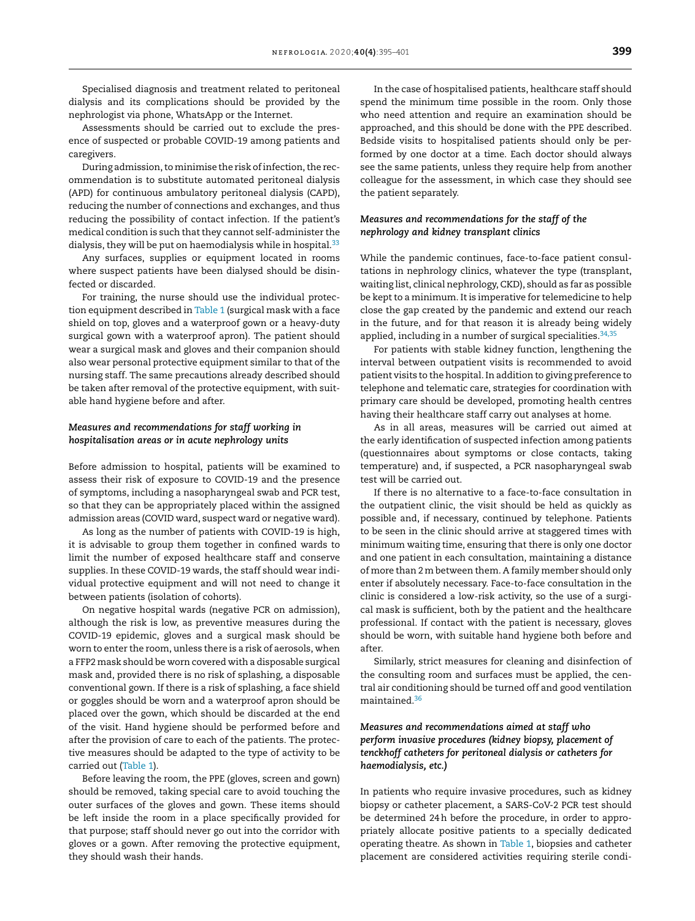Specialised diagnosis and treatment related to peritoneal dialysis and its complications should be provided by the nephrologist via phone, WhatsApp or the Internet.

Assessments should be carried out to exclude the presence of suspected or probable COVID-19 among patients and caregivers.

During admission, to minimise the risk of infection, the recommendation is to substitute automated peritoneal dialysis (APD) for continuous ambulatory peritoneal dialysis (CAPD), reducing the number of connections and exchanges, and thus reducing the possibility of contact infection. If the patient's medical condition is such that they cannot self-administer the dialysis, they will be put on haemodialysis while in hospital.[33]

Any surfaces, supplies or equipment located in rooms where suspect patients have been dialysed should be disinfected or discarded.

For training, the nurse should use the individual protection equipment described in Table 1 (surgical mask with a face shield on top, gloves and a waterproof gown or a heavy-duty surgical gown with a waterproof apron). The patient should wear a surgical mask and gloves and their companion should also wear personal protective equipment similar to that of the nursing staff. The same precautions already described should be taken after removal of the protective equipment, with suitable hand hygiene before and after.

### *Measures and recommendations for staff working in hospitalisation areas or in acute nephrology units*

Before admission to hospital, patients will be examined to assess their risk of exposure to COVID-19 and the presence of symptoms, including a nasopharyngeal swab and PCR test, so that they can be appropriately placed within the assigned admission areas (COVID ward, suspect ward or negative ward).

As long as the number of patients with COVID-19 is high, it is advisable to group them together in confined wards to limit the number of exposed healthcare staff and conserve supplies. In these COVID-19 wards, the staff should wear individual protective equipment and will not need to change it between patients (isolation of cohorts).

On negative hospital wards (negative PCR on admission), although the risk is low, as preventive measures during the COVID-19 epidemic, gloves and a surgical mask should be worn to enter the room, unless there is a risk of aerosols, when a FFP2 mask should be worn covered with a disposable surgical mask and, provided there is no risk of splashing, a disposable conventional gown. If there is a risk of splashing, a face shield or goggles should be worn and a waterproof apron should be placed over the gown, which should be discarded at the end of the visit. Hand hygiene should be performed before and after the provision of care to each of the patients. The protective measures should be adapted to the type of activity to be carried out (Table 1).

Before leaving the room, the PPE (gloves, screen and gown) should be removed, taking special care to avoid touching the outer surfaces of the gloves and gown. These items should be left inside the room in a place specifically provided for that purpose; staff should never go out into the corridor with gloves or a gown. After removing the protective equipment, they should wash their hands.

In the case of hospitalised patients, healthcare staff should spend the minimum time possible in the room. Only those who need attention and require an examination should be approached, and this should be done with the PPE described. Bedside visits to hospitalised patients should only be performed by one doctor at a time. Each doctor should always see the same patients, unless they require help from another colleague for the assessment, in which case they should see the patient separately.

### *Measures and recommendations for the staff of the nephrology and kidney transplant clinics*

While the pandemic continues, face-to-face patient consultations in nephrology clinics, whatever the type (transplant, waiting list, clinical nephrology, CKD), should as far as possible be kept to a minimum. It is imperative for telemedicine to help close the gap created by the pandemic and extend our reach in the future, and for that reason it is already being widely applied, including in a number of surgical specialities.[34,35]

For patients with stable kidney function, lengthening the interval between outpatient visits is recommended to avoid patient visits to the hospital. In addition to giving preference to telephone and telematic care, strategies for coordination with primary care should be developed, promoting health centres having their healthcare staff carry out analyses at home.

As in all areas, measures will be carried out aimed at the early identification of suspected infection among patients (questionnaires about symptoms or close contacts, taking temperature) and, if suspected, a PCR nasopharyngeal swab test will be carried out.

If there is no alternative to a face-to-face consultation in the outpatient clinic, the visit should be held as quickly as possible and, if necessary, continued by telephone. Patients to be seen in the clinic should arrive at staggered times with minimum waiting time, ensuring that there is only one doctor and one patient in each consultation, maintaining a distance of more than 2 m between them. A family member should only enter if absolutely necessary. Face-to-face consultation in the clinic is considered a low-risk activity, so the use of a surgical mask is sufficient, both by the patient and the healthcare professional. If contact with the patient is necessary, gloves should be worn, with suitable hand hygiene both before and after.

Similarly, strict measures for cleaning and disinfection of the consulting room and surfaces must be applied, the central air conditioning should be turned off and good ventilation maintained.[36]

### *Measures and recommendations aimed at staff who perform invasive procedures (kidney biopsy, placement of tenckhoff catheters for peritoneal dialysis or catheters for haemodialysis, etc.)*

In patients who require invasive procedures, such as kidney biopsy or catheter placement, a SARS-CoV-2 PCR test should be determined 24 h before the procedure, in order to appropriately allocate positive patients to a specially dedicated operating theatre. As shown in Table 1, biopsies and catheter placement are considered activities requiring sterile condi-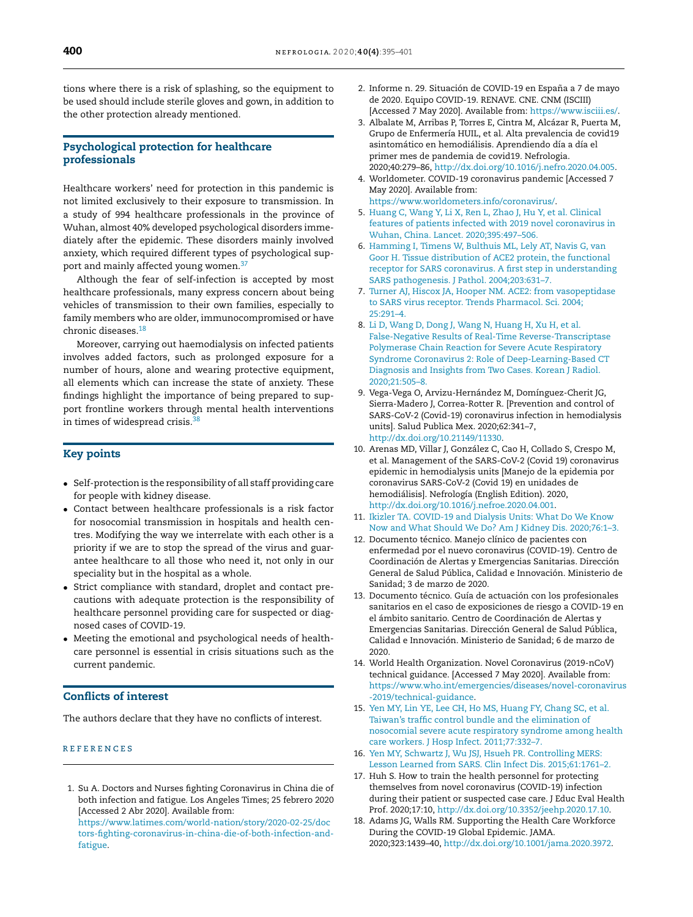tions where there is a risk of splashing, so the equipment to be used should include sterile gloves and gown, in addition to the other protection already mentioned.

## Psychological protection for healthcare professionals

Healthcare workers' need for protection in this pandemic is not limited exclusively to their exposure to transmission. In a study of 994 healthcare professionals in the province of Wuhan, almost 40% developed psychological disorders immediately after the epidemic. These disorders mainly involved anxiety, which required different types of psychological support and mainly affected young women.[37]

Although the fear of self-infection is accepted by most healthcare professionals, many express concern about being vehicles of transmission to their own families, especially to family members who are older, immunocompromised or have chronic diseases.[18]

Moreover, carrying out haemodialysis on infected patients involves added factors, such as prolonged exposure for a number of hours, alone and wearing protective equipment, all elements which can increase the state of anxiety. These findings highlight the importance of being prepared to support frontline workers through mental health interventions in times of widespread crisis.[38]

## Key points

- Self-protection is the responsibility of all staff providing care for people with kidney disease.
- Contact between healthcare professionals is a risk factor for nosocomial transmission in hospitals and health centres. Modifying the way we interrelate with each other is a priority if we are to stop the spread of the virus and guarantee healthcare to all those who need it, not only in our speciality but in the hospital as a whole.
- Strict compliance with standard, droplet and contact precautions with adequate protection is the responsibility of healthcare personnel providing care for suspected or diagnosed cases of COVID-19.
- Meeting the emotional and psychological needs of healthcare personnel is essential in crisis situations such as the current pandemic.

## Conflicts of interest

The authors declare that they have no conflicts of interest.

## REFERENCES

1. Su A. Doctors and Nurses fighting Coronavirus in China die of both infection and fatigue. Los Angeles Times; 25 febrero 2020 [Accessed 2 Abr 2020]. Available from: https://www.latimes.com/world-nation/story/2020-02-25/doctors-fighting-coronavirus-in-china-die-of-both-infection-and-fatigue.
2. Informe n. 29. Situación de COVID-19 en España a 7 de mayo de 2020. Equipo COVID-19. RENAVE. CNE. CNM (ISCIII) [Accessed 7 May 2020]. Available from: https://www.isciii.es/.
3. Albalate M, Arribas P, Torres E, Cintra M, Alcázar R, Puerta M, Grupo de Enfermería HUIL, et al. Alta prevalencia de covid19 asintomático en hemodiálisis. Aprendiendo día a día el primer mes de pandemia de covid19. Nefrologia. 2020;40:279–86, http://dx.doi.org/10.1016/j.nefro.2020.04.005.
4. Worldometer. COVID-19 coronavirus pandemic [Accessed 7 May 2020]. Available from: https://www.worldometers.info/coronavirus/.
5. Huang C, Wang Y, Li X, Ren L, Zhao J, Hu Y, et al. Clinical features of patients infected with 2019 novel coronavirus in Wuhan, China. Lancet. 2020;395:497–506.
6. Hamming I, Timens W, Bulthuis ML, Lely AT, Navis G, van Goor H. Tissue distribution of ACE2 protein, the functional receptor for SARS coronavirus. A first step in understanding SARS pathogenesis. J Pathol. 2004;203:631–7.
7. Turner AJ, Hiscox JA, Hooper NM. ACE2: from vasopeptidase to SARS virus receptor. Trends Pharmacol. Sci. 2004; 25:291–4.
8. Li D, Wang D, Dong J, Wang N, Huang H, Xu H, et al. False-Negative Results of Real-Time Reverse-Transcriptase Polymerase Chain Reaction for Severe Acute Respiratory Syndrome Coronavirus 2: Role of Deep-Learning-Based CT Diagnosis and Insights from Two Cases. Korean J Radiol. 2020;21:505–8.
9. Vega-Vega O, Arvizu-Hernández M, Domínguez-Cherit JG, Sierra-Madero J, Correa-Rotter R. [Prevention and control of SARS-CoV-2 (Covid-19) coronavirus infection in hemodialysis units]. Salud Publica Mex. 2020;62:341–7, http://dx.doi.org/10.21149/11330.
10. Arenas MD, Villar J, González C, Cao H, Collado S, Crespo M, et al. Management of the SARS-CoV-2 (Covid 19) coronavirus epidemic in hemodialysis units [Manejo de la epidemia por coronavirus SARS-CoV-2 (Covid 19) en unidades de hemodiálisis]. Nefrología (English Edition). 2020, http://dx.doi.org/10.1016/j.nefroe.2020.04.001.
11. Ikizler TA. COVID-19 and Dialysis Units: What Do We Know Now and What Should We Do? Am J Kidney Dis. 2020;76:1–3.
12. Documento técnico. Manejo clínico de pacientes con enfermedad por el nuevo coronavirus (COVID-19). Centro de Coordinación de Alertas y Emergencias Sanitarias. Dirección General de Salud Pública, Calidad e Innovación. Ministerio de Sanidad; 3 de marzo de 2020.
13. Documento técnico. Guía de actuación con los profesionales sanitarios en el caso de exposiciones de riesgo a COVID-19 en el ámbito sanitario. Centro de Coordinación de Alertas y Emergencias Sanitarias. Dirección General de Salud Pública, Calidad e Innovación. Ministerio de Sanidad; 6 de marzo de 2020.
14. World Health Organization. Novel Coronavirus (2019-nCoV) technical guidance. [Accessed 7 May 2020]. Available from: https://www.who.int/emergencies/diseases/novel-coronavirus-2019/technical-guidance.
15. Yen MY, Lin YE, Lee CH, Ho MS, Huang FY, Chang SC, et al. Taiwan's traffic control bundle and the elimination of nosocomial severe acute respiratory syndrome among health care workers. J Hosp Infect. 2011;77:332–7.
16. Yen MY, Schwartz J, Wu JSJ, Hsueh PR. Controlling MERS: Lesson Learned from SARS. Clin Infect Dis. 2015;61:1761–2.
17. Huh S. How to train the health personnel for protecting themselves from novel coronavirus (COVID-19) infection during their patient or suspected case care. J Educ Eval Health Prof. 2020;17:10, http://dx.doi.org/10.3352/jeehp.2020.17.10.
18. Adams JG, Walls RM. Supporting the Health Care Workforce During the COVID-19 Global Epidemic. JAMA. 2020;323:1439–40, http://dx.doi.org/10.1001/jama.2020.3972.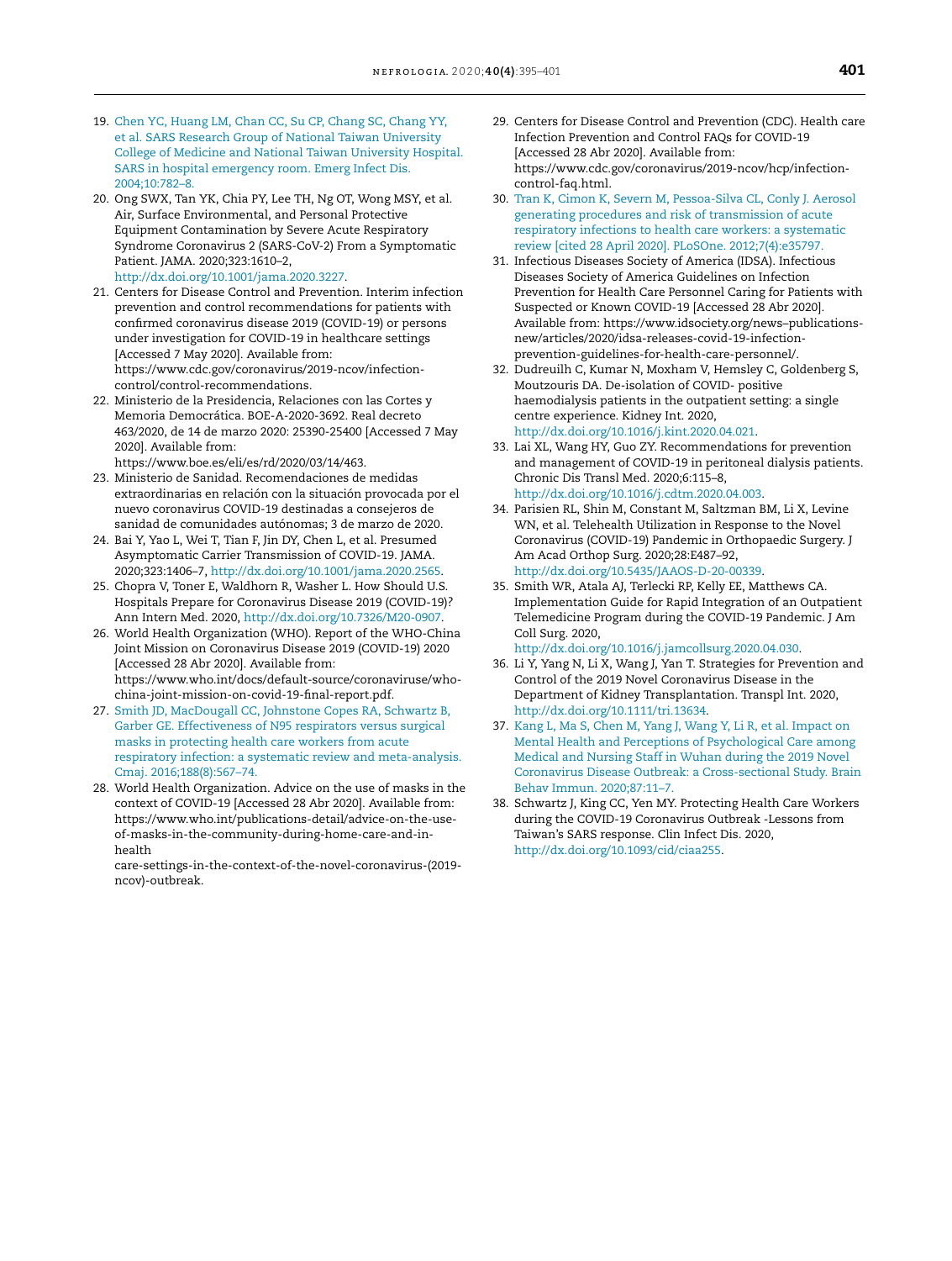19. Chen YC, Huang LM, Chan CC, Su CP, Chang SC, Chang YY, et al. SARS Research Group of National Taiwan University College of Medicine and National Taiwan University Hospital. SARS in hospital emergency room. Emerg Infect Dis. 2004;10:782–8.
20. Ong SWX, Tan YK, Chia PY, Lee TH, Ng OT, Wong MSY, et al. Air, Surface Environmental, and Personal Protective Equipment Contamination by Severe Acute Respiratory Syndrome Coronavirus 2 (SARS-CoV-2) From a Symptomatic Patient. JAMA. 2020;323:1610–2, http://dx.doi.org/10.1001/jama.2020.3227.
21. Centers for Disease Control and Prevention. Interim infection prevention and control recommendations for patients with confirmed coronavirus disease 2019 (COVID-19) or persons under investigation for COVID-19 in healthcare settings [Accessed 7 May 2020]. Available from: https://www.cdc.gov/coronavirus/2019-ncov/infection-control/control-recommendations.
22. Ministerio de la Presidencia, Relaciones con las Cortes y Memoria Democrática. BOE-A-2020-3692. Real decreto 463/2020, de 14 de marzo 2020: 25390-25400 [Accessed 7 May 2020]. Available from: https://www.boe.es/eli/es/rd/2020/03/14/463.
23. Ministerio de Sanidad. Recomendaciones de medidas extraordinarias en relación con la situación provocada por el nuevo coronavirus COVID-19 destinadas a consejeros de sanidad de comunidades autónomas; 3 de marzo de 2020.
24. Bai Y, Yao L, Wei T, Tian F, Jin DY, Chen L, et al. Presumed Asymptomatic Carrier Transmission of COVID-19. JAMA. 2020;323:1406–7, http://dx.doi.org/10.1001/jama.2020.2565.
25. Chopra V, Toner E, Waldhorn R, Washer L. How Should U.S. Hospitals Prepare for Coronavirus Disease 2019 (COVID-19)? Ann Intern Med. 2020, http://dx.doi.org/10.7326/M20-0907.
26. World Health Organization (WHO). Report of the WHO-China Joint Mission on Coronavirus Disease 2019 (COVID-19) 2020 [Accessed 28 Abr 2020]. Available from: https://www.who.int/docs/default-source/coronaviruse/who-china-joint-mission-on-covid-19-final-report.pdf.
27. Smith JD, MacDougall CC, Johnstone Copes RA, Schwartz B, Garber GE. Effectiveness of N95 respirators versus surgical masks in protecting health care workers from acute respiratory infection: a systematic review and meta-analysis. Cmaj. 2016;188(8):567–74.
28. World Health Organization. Advice on the use of masks in the context of COVID-19 [Accessed 28 Abr 2020]. Available from: https://www.who.int/publications-detail/advice-on-the-use-of-masks-in-the-community-during-home-care-and-in-health care-settings-in-the-context-of-the-novel-coronavirus-(2019-ncov)-outbreak.
29. Centers for Disease Control and Prevention (CDC). Health care Infection Prevention and Control FAQs for COVID-19 [Accessed 28 Abr 2020]. Available from: https://www.cdc.gov/coronavirus/2019-ncov/hcp/infection-control-faq.html.
30. Tran K, Cimon K, Severn M, Pessoa-Silva CL, Conly J. Aerosol generating procedures and risk of transmission of acute respiratory infections to health care workers: a systematic review [cited 28 April 2020]. PLoSOne. 2012;7(4):e35797.
31. Infectious Diseases Society of America (IDSA). Infectious Diseases Society of America Guidelines on Infection Prevention for Health Care Personnel Caring for Patients with Suspected or Known COVID-19 [Accessed 28 Abr 2020]. Available from: https://www.idsociety.org/news–publications-new/articles/2020/idsa-releases-covid-19-infection-prevention-guidelines-for-health-care-personnel/.
32. Dudreuilh C, Kumar N, Moxham V, Hemsley C, Goldenberg S, Moutzouris DA. De-isolation of COVID- positive haemodialysis patients in the outpatient setting: a single centre experience. Kidney Int. 2020, http://dx.doi.org/10.1016/j.kint.2020.04.021.
33. Lai XL, Wang HY, Guo ZY. Recommendations for prevention and management of COVID-19 in peritoneal dialysis patients. Chronic Dis Transl Med. 2020;6:115–8, http://dx.doi.org/10.1016/j.cdtm.2020.04.003.
34. Parisien RL, Shin M, Constant M, Saltzman BM, Li X, Levine WN, et al. Telehealth Utilization in Response to the Novel Coronavirus (COVID-19) Pandemic in Orthopaedic Surgery. J Am Acad Orthop Surg. 2020;28:E487–92, http://dx.doi.org/10.5435/JAAOS-D-20-00339.
35. Smith WR, Atala AJ, Terlecki RP, Kelly EE, Matthews CA. Implementation Guide for Rapid Integration of an Outpatient Telemedicine Program during the COVID-19 Pandemic. J Am Coll Surg. 2020, http://dx.doi.org/10.1016/j.jamcollsurg.2020.04.030.
36. Li Y, Yang N, Li X, Wang J, Yan T. Strategies for Prevention and Control of the 2019 Novel Coronavirus Disease in the Department of Kidney Transplantation. Transpl Int. 2020, http://dx.doi.org/10.1111/tri.13634.
37. Kang L, Ma S, Chen M, Yang J, Wang Y, Li R, et al. Impact on Mental Health and Perceptions of Psychological Care among Medical and Nursing Staff in Wuhan during the 2019 Novel Coronavirus Disease Outbreak: a Cross-sectional Study. Brain Behav Immun. 2020;87:11–7.
38. Schwartz J, King CC, Yen MY. Protecting Health Care Workers during the COVID-19 Coronavirus Outbreak -Lessons from Taiwan's SARS response. Clin Infect Dis. 2020, http://dx.doi.org/10.1093/cid/ciaa255.